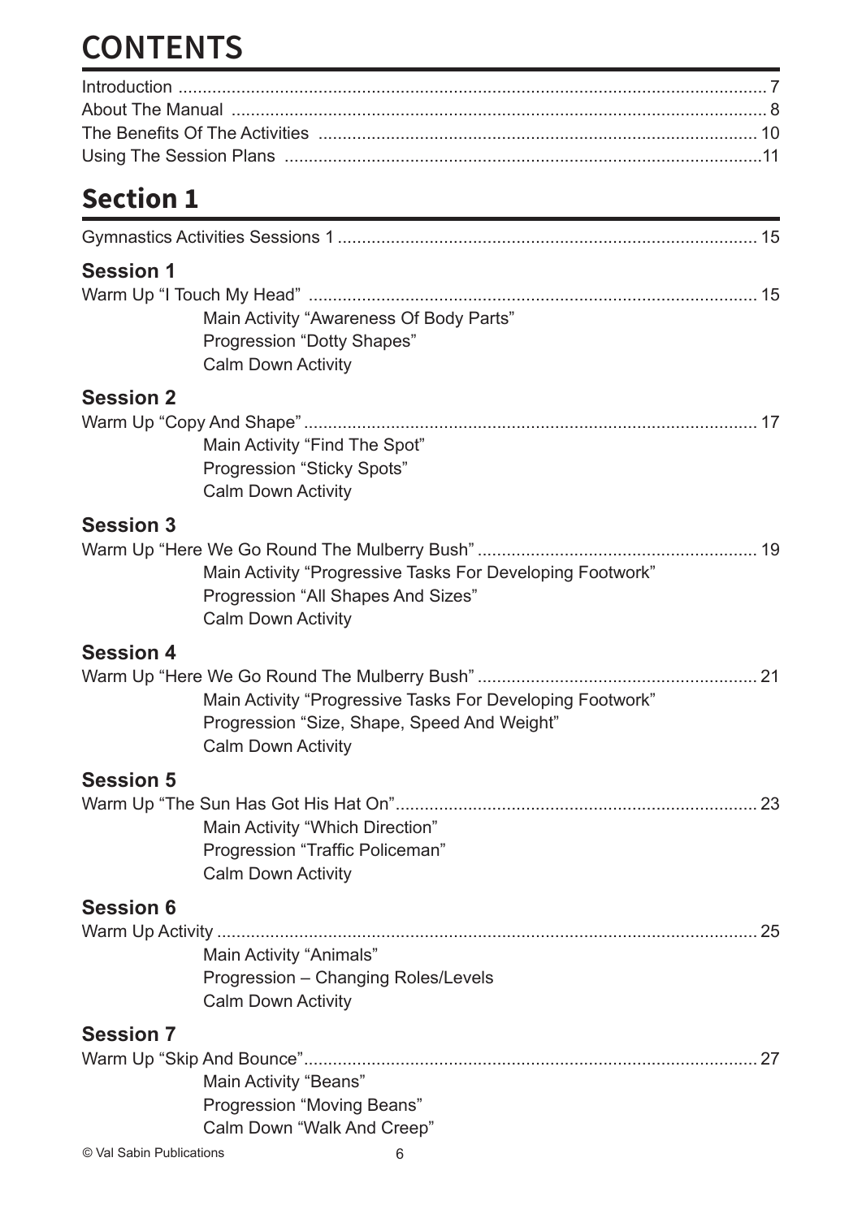# CONTENTS

Introduction ........................................................................................................................ 7
About The Manual ................................................................................................................ 8
The Benefits Of The Activities .......................................................................................... 10
Using The Session Plans ..................................................................................................11

## Section 1

Gymnastics Activities Sessions 1 ...................................................................................... 15

### Session 1

Warm Up "I Touch My Head" ............................................................................................ 15
Main Activity "Awareness Of Body Parts"
Progression "Dotty Shapes"
Calm Down Activity

### Session 2

Warm Up "Copy And Shape" ............................................................................................. 17
Main Activity "Find The Spot"
Progression "Sticky Spots"
Calm Down Activity

### Session 3

Warm Up "Here We Go Round The Mulberry Bush" ......................................................... 19
Main Activity "Progressive Tasks For Developing Footwork"
Progression "All Shapes And Sizes"
Calm Down Activity

### Session 4

Warm Up "Here We Go Round The Mulberry Bush" ......................................................... 21
Main Activity "Progressive Tasks For Developing Footwork"
Progression "Size, Shape, Speed And Weight"
Calm Down Activity

### Session 5

Warm Up "The Sun Has Got His Hat On" .......................................................................... 23
Main Activity "Which Direction"
Progression "Traffic Policeman"
Calm Down Activity

### Session 6

Warm Up Activity ............................................................................................................... 25
Main Activity "Animals"
Progression – Changing Roles/Levels
Calm Down Activity

### Session 7

Warm Up "Skip And Bounce" ............................................................................................. 27
Main Activity "Beans"
Progression "Moving Beans"
Calm Down "Walk And Creep"

© Val Sabin Publications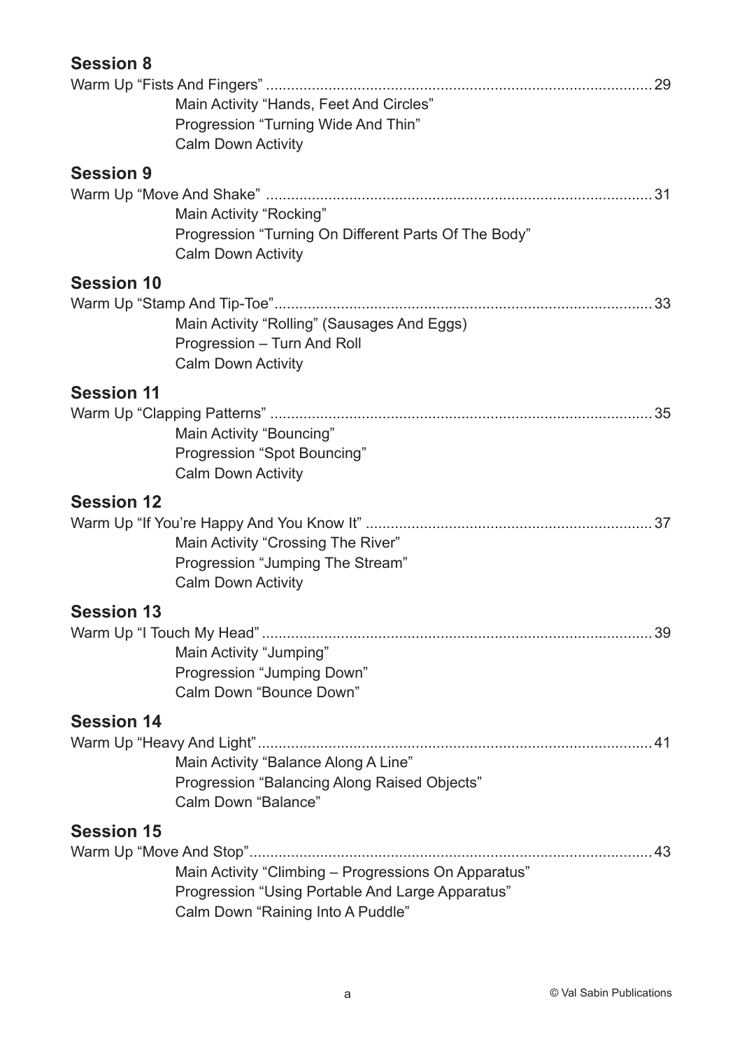## Session 8

Warm Up "Fists And Fingers" ............................................................................................ 29

Main Activity "Hands, Feet And Circles"
Progression "Turning Wide And Thin"
Calm Down Activity

## Session 9

Warm Up "Move And Shake" ............................................................................................ 31

Main Activity "Rocking"
Progression "Turning On Different Parts Of The Body"
Calm Down Activity

## Session 10

Warm Up "Stamp And Tip-Toe"........................................................................................ 33

Main Activity "Rolling" (Sausages And Eggs)
Progression – Turn And Roll
Calm Down Activity

## Session 11

Warm Up "Clapping Patterns" .......................................................................................... 35

Main Activity "Bouncing"
Progression "Spot Bouncing"
Calm Down Activity

## Session 12

Warm Up "If You're Happy And You Know It" .................................................................. 37

Main Activity "Crossing The River"
Progression "Jumping The Stream"
Calm Down Activity

## Session 13

Warm Up "I Touch My Head" ............................................................................................ 39

Main Activity "Jumping"
Progression "Jumping Down"
Calm Down "Bounce Down"

## Session 14

Warm Up "Heavy And Light" ............................................................................................. 41

Main Activity "Balance Along A Line"
Progression "Balancing Along Raised Objects"
Calm Down "Balance"

## Session 15

Warm Up "Move And Stop"............................................................................................... 43

Main Activity "Climbing – Progressions On Apparatus"
Progression "Using Portable And Large Apparatus"
Calm Down "Raining Into A Puddle"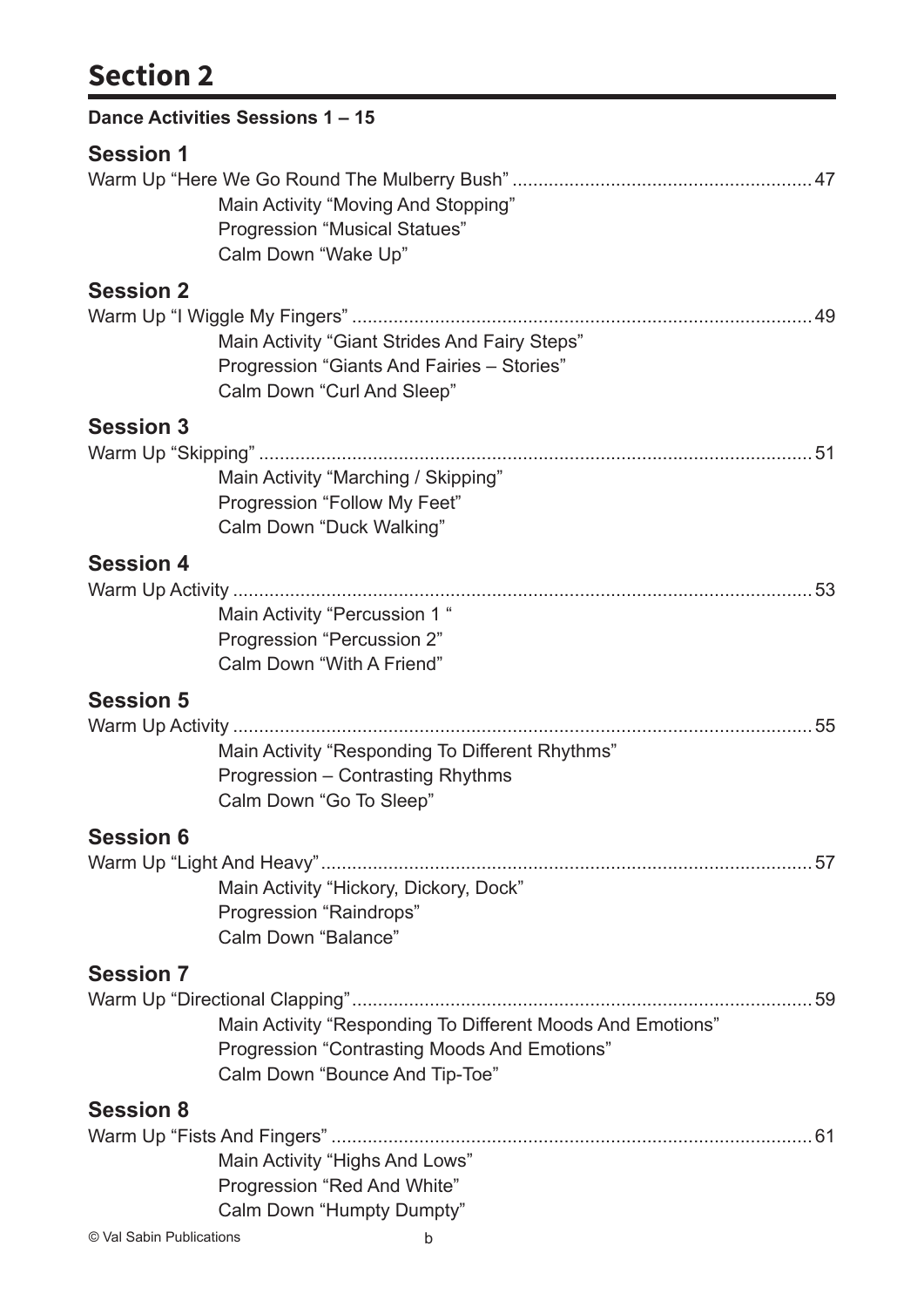# Section 2

**Dance Activities Sessions 1 – 15**

## Session 1

Warm Up “Here We Go Round The Mulberry Bush” ......................................................... 47
Main Activity “Moving And Stopping”
Progression “Musical Statues”
Calm Down “Wake Up”

## Session 2

Warm Up “I Wiggle My Fingers” ........................................................................................ 49
Main Activity “Giant Strides And Fairy Steps”
Progression “Giants And Fairies – Stories”
Calm Down “Curl And Sleep”

## Session 3

Warm Up “Skipping” .......................................................................................................... 51
Main Activity “Marching / Skipping”
Progression “Follow My Feet”
Calm Down “Duck Walking”

## Session 4

Warm Up Activity ............................................................................................................... 53
Main Activity “Percussion 1 “
Progression “Percussion 2”
Calm Down “With A Friend”

## Session 5

Warm Up Activity ............................................................................................................... 55
Main Activity “Responding To Different Rhythms”
Progression – Contrasting Rhythms
Calm Down “Go To Sleep”

## Session 6

Warm Up “Light And Heavy” .............................................................................................. 57
Main Activity “Hickory, Dickory, Dock”
Progression “Raindrops”
Calm Down “Balance”

## Session 7

Warm Up “Directional Clapping” ........................................................................................ 59
Main Activity “Responding To Different Moods And Emotions”
Progression “Contrasting Moods And Emotions”
Calm Down “Bounce And Tip-Toe”

## Session 8

Warm Up “Fists And Fingers” ............................................................................................ 61
Main Activity “Highs And Lows”
Progression “Red And White”
Calm Down “Humpty Dumpty”

© Val Sabin Publications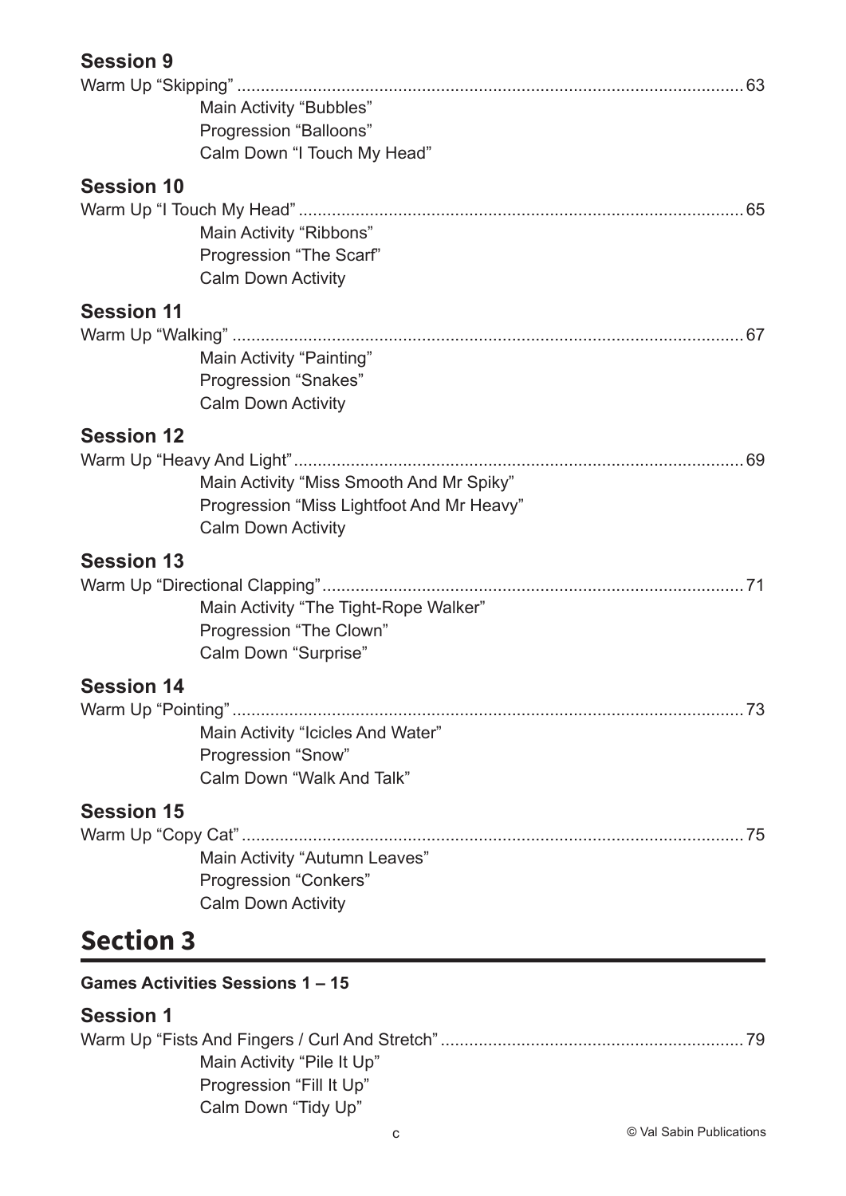### Session 9

Warm Up "Skipping" ........................................................................................................ 63
Main Activity "Bubbles"
Progression "Balloons"
Calm Down "I Touch My Head"

### Session 10

Warm Up "I Touch My Head" ........................................................................................... 65
Main Activity "Ribbons"
Progression "The Scarf"
Calm Down Activity

### Session 11

Warm Up "Walking" .......................................................................................................... 67
Main Activity "Painting"
Progression "Snakes"
Calm Down Activity

### Session 12

Warm Up "Heavy And Light" ............................................................................................. 69
Main Activity "Miss Smooth And Mr Spiky"
Progression "Miss Lightfoot And Mr Heavy"
Calm Down Activity

### Session 13

Warm Up "Directional Clapping" ....................................................................................... 71
Main Activity "The Tight-Rope Walker"
Progression "The Clown"
Calm Down "Surprise"

### Session 14

Warm Up "Pointing" .......................................................................................................... 73
Main Activity "Icicles And Water"
Progression "Snow"
Calm Down "Walk And Talk"

### Session 15

Warm Up "Copy Cat" ........................................................................................................ 75
Main Activity "Autumn Leaves"
Progression "Conkers"
Calm Down Activity

## Section 3

**Games Activities Sessions 1 – 15**

### Session 1

Warm Up "Fists And Fingers / Curl And Stretch" ............................................................... 79
Main Activity "Pile It Up"
Progression "Fill It Up"
Calm Down "Tidy Up"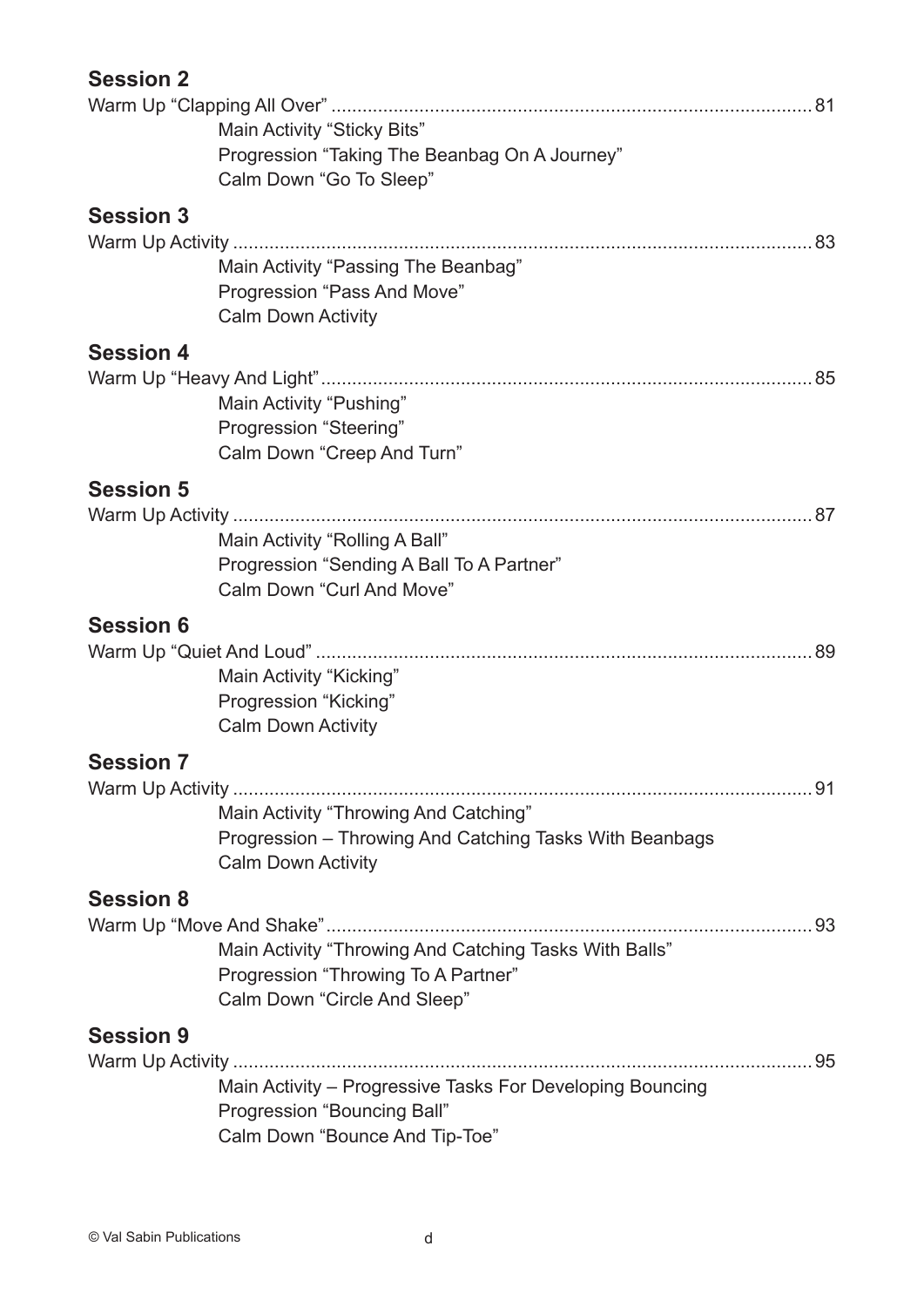## Session 2

Warm Up "Clapping All Over" ........................................................................................ 81

Main Activity "Sticky Bits"
Progression "Taking The Beanbag On A Journey"
Calm Down "Go To Sleep"

## Session 3

Warm Up Activity ........................................................................................................ 83

Main Activity "Passing The Beanbag"
Progression "Pass And Move"
Calm Down Activity

## Session 4

Warm Up "Heavy And Light" ........................................................................................ 85

Main Activity "Pushing"
Progression "Steering"
Calm Down "Creep And Turn"

## Session 5

Warm Up Activity ........................................................................................................ 87

Main Activity "Rolling A Ball"
Progression "Sending A Ball To A Partner"
Calm Down "Curl And Move"

## Session 6

Warm Up "Quiet And Loud" ........................................................................................ 89

Main Activity "Kicking"
Progression "Kicking"
Calm Down Activity

## Session 7

Warm Up Activity ........................................................................................................ 91

Main Activity "Throwing And Catching"
Progression – Throwing And Catching Tasks With Beanbags
Calm Down Activity

## Session 8

Warm Up "Move And Shake" ........................................................................................ 93

Main Activity "Throwing And Catching Tasks With Balls"
Progression "Throwing To A Partner"
Calm Down "Circle And Sleep"

## Session 9

Warm Up Activity ........................................................................................................ 95

Main Activity – Progressive Tasks For Developing Bouncing
Progression "Bouncing Ball"
Calm Down "Bounce And Tip-Toe"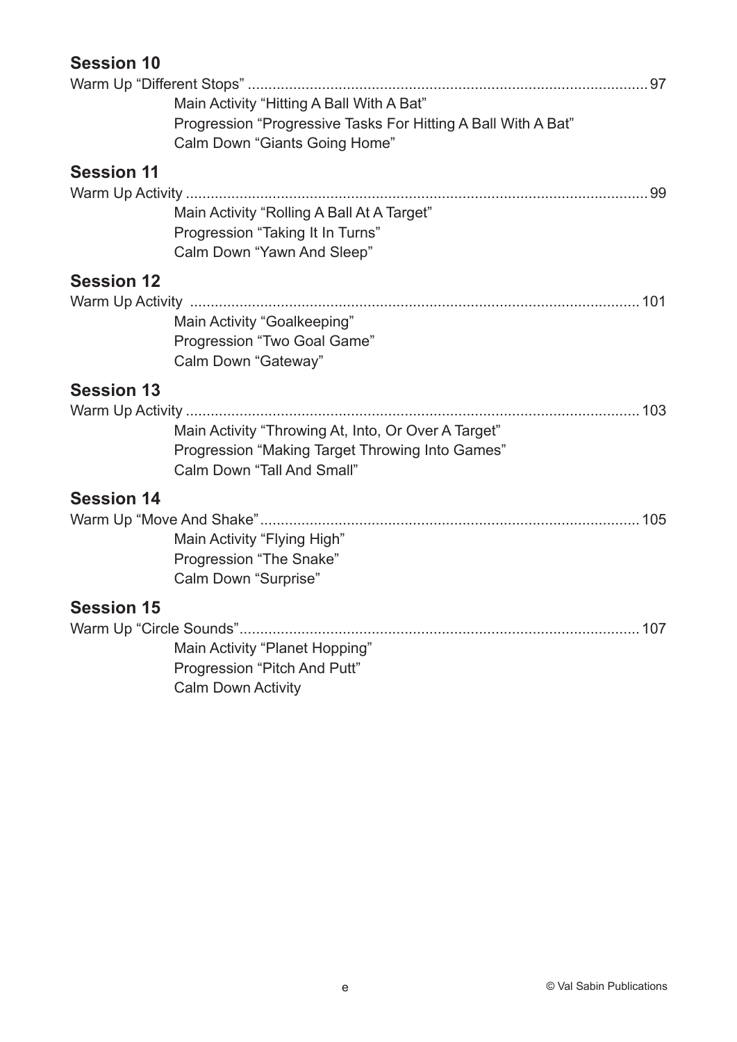## Session 10

Warm Up "Different Stops" ................................................................................................ 97

Main Activity "Hitting A Ball With A Bat"
Progression "Progressive Tasks For Hitting A Ball With A Bat"
Calm Down "Giants Going Home"

## Session 11

Warm Up Activity ............................................................................................................... 99

Main Activity "Rolling A Ball At A Target"
Progression "Taking It In Turns"
Calm Down "Yawn And Sleep"

## Session 12

Warm Up Activity ............................................................................................................. 101

Main Activity "Goalkeeping"
Progression "Two Goal Game"
Calm Down "Gateway"

## Session 13

Warm Up Activity ............................................................................................................. 103

Main Activity "Throwing At, Into, Or Over A Target"
Progression "Making Target Throwing Into Games"
Calm Down "Tall And Small"

## Session 14

Warm Up "Move And Shake" ........................................................................................... 105

Main Activity "Flying High"
Progression "The Snake"
Calm Down "Surprise"

## Session 15

Warm Up "Circle Sounds" ................................................................................................ 107

Main Activity "Planet Hopping"
Progression "Pitch And Putt"
Calm Down Activity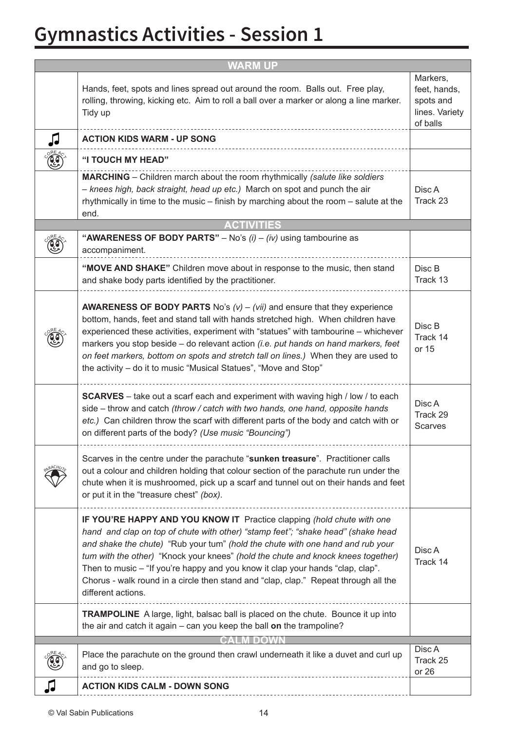# Gymnastics Activities - Session 1

| | WARM UP | |
|---|---|---|
| | Hands, feet, spots and lines spread out around the room. Balls out. Free play, rolling, throwing, kicking etc. Aim to roll a ball over a marker or along a line marker. Tidy up | Markers, feet, hands, spots and lines. Variety of balls |
| ♫ | **ACTION KIDS WARM - UP SONG** | |
| CORE ACT | **"I TOUCH MY HEAD"** | |
| | **MARCHING** – Children march about the room rhythmically *(salute like soldiers – knees high, back straight, head up etc.)* March on spot and punch the air rhythmically in time to the music – finish by marching about the room – salute at the end. | Disc A Track 23 |
| | **ACTIVITIES** | |
| CORE ACT | **"AWARENESS OF BODY PARTS"** – No's *(i)* – *(iv)* using tambourine as accompaniment. | |
| | **"MOVE AND SHAKE"** Children move about in response to the music, then stand and shake body parts identified by the practitioner. | Disc B Track 13 |
| CORE ACT | **AWARENESS OF BODY PARTS** No's *(v)* – *(vii)* and ensure that they experience bottom, hands, feet and stand tall with hands stretched high. When children have experienced these activities, experiment with "statues" with tambourine – whichever markers you stop beside – do relevant action *(i.e. put hands on hand markers, feet on feet markers, bottom on spots and stretch tall on lines.)* When they are used to the activity – do it to music "Musical Statues", "Move and Stop" | Disc B Track 14 or 15 |
| | **SCARVES** – take out a scarf each and experiment with waving high / low / to each side – throw and catch *(throw / catch with two hands, one hand, opposite hands etc.)* Can children throw the scarf with different parts of the body and catch with or on different parts of the body? *(Use music "Bouncing")* | Disc A Track 29 Scarves |
| PARACHUTE | Scarves in the centre under the parachute "**sunken treasure**". Practitioner calls out a colour and children holding that colour section of the parachute run under the chute when it is mushroomed, pick up a scarf and tunnel out on their hands and feet or put it in the "treasure chest" *(box)*. | |
| | **IF YOU'RE HAPPY AND YOU KNOW IT** Practice clapping *(hold chute with one hand and clap on top of chute with other) "stamp feet"; "shake head" (shake head and shake the chute)* "Rub your tum" *(hold the chute with one hand and rub your tum with the other)* "Knock your knees" *(hold the chute and knock knees together)* Then to music – "If you're happy and you know it clap your hands "clap, clap". Chorus - walk round in a circle then stand and "clap, clap." Repeat through all the different actions. | Disc A Track 14 |
| | **TRAMPOLINE** A large, light, balsac ball is placed on the chute. Bounce it up into the air and catch it again – can you keep the ball **on** the trampoline? | |
| | **CALM DOWN** | |
| CORE ACT | Place the parachute on the ground then crawl underneath it like a duvet and curl up and go to sleep. | Disc A Track 25 or 26 |
| ♫ | **ACTION KIDS CALM - DOWN SONG** | |

© Val Sabin Publications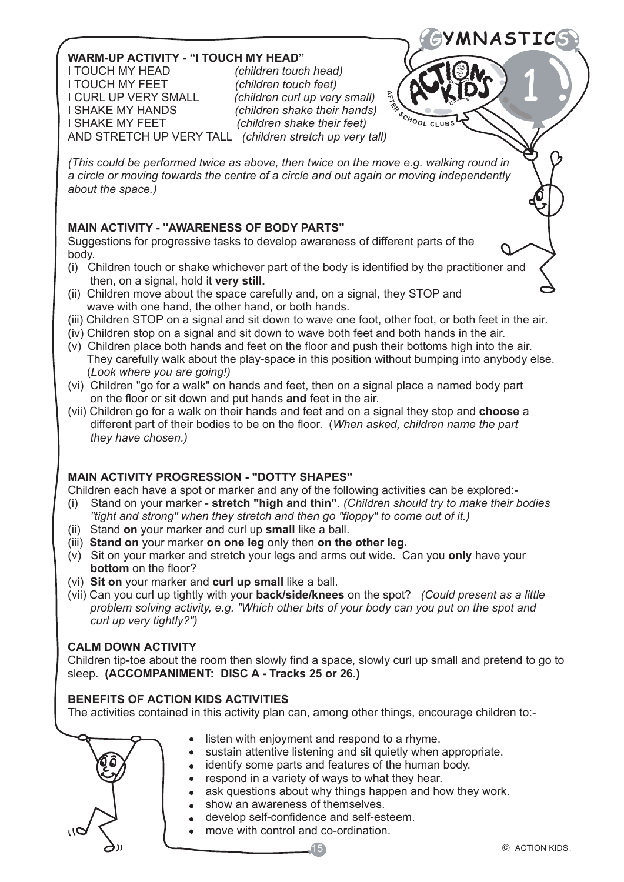## WARM-UP ACTIVITY - "I TOUCH MY HEAD"

I TOUCH MY HEAD *(children touch head)*
I TOUCH MY FEET *(children touch feet)*
I CURL UP VERY SMALL *(children curl up very small)*
I SHAKE MY HANDS *(children shake their hands)*
I SHAKE MY FEET *(children shake their feet)*
AND STRETCH UP VERY TALL *(children stretch up very tall)*

*(This could be performed twice as above, then twice on the move e.g. walking round in a circle or moving towards the centre of a circle and out again or moving independently about the space.)*

## MAIN ACTIVITY - "AWARENESS OF BODY PARTS"

Suggestions for progressive tasks to develop awareness of different parts of the body.

(i) Children touch or shake whichever part of the body is identified by the practitioner and then, on a signal, hold it **very still.**
(ii) Children move about the space carefully and, on a signal, they STOP and wave with one hand, the other hand, or both hands.
(iii) Children STOP on a signal and sit down to wave one foot, other foot, or both feet in the air.
(iv) Children stop on a signal and sit down to wave both feet and both hands in the air.
(v) Children place both hands and feet on the floor and push their bottoms high into the air. They carefully walk about the play-space in this position without bumping into anybody else. (*Look where you are going!)*
(vi) Children "go for a walk" on hands and feet, then on a signal place a named body part on the floor or sit down and put hands **and** feet in the air.
(vii) Children go for a walk on their hands and feet and on a signal they stop and **choose** a different part of their bodies to be on the floor. (*When asked, children name the part they have chosen.)*

## MAIN ACTIVITY PROGRESSION - "DOTTY SHAPES"

Children each have a spot or marker and any of the following activities can be explored:-

(i) Stand on your marker - **stretch "high and thin"**. *(Children should try to make their bodies "tight and strong" when they stretch and then go "floppy" to come out of it.)*
(ii) Stand **on** your marker and curl up **small** like a ball.
(iii) **Stand on** your marker **on one leg** only then **on the other leg.**
(v) Sit on your marker and stretch your legs and arms out wide. Can you **only** have your **bottom** on the floor?
(vi) **Sit on** your marker and **curl up small** like a ball.
(vii) Can you curl up tightly with your **back/side/knees** on the spot? *(Could present as a little problem solving activity, e.g. "Which other bits of your body can you put on the spot and curl up very tightly?")*

## CALM DOWN ACTIVITY

Children tip-toe about the room then slowly find a space, slowly curl up small and pretend to go to sleep. **(ACCOMPANIMENT: DISC A - Tracks 25 or 26.)**

## BENEFITS OF ACTION KIDS ACTIVITIES

The activities contained in this activity plan can, among other things, encourage children to:-

- listen with enjoyment and respond to a rhyme.
- sustain attentive listening and sit quietly when appropriate.
- identify some parts and features of the human body.
- respond in a variety of ways to what they hear.
- ask questions about why things happen and how they work.
- show an awareness of themselves.
- develop self-confidence and self-esteem.
- move with control and co-ordination.

© ACTION KIDS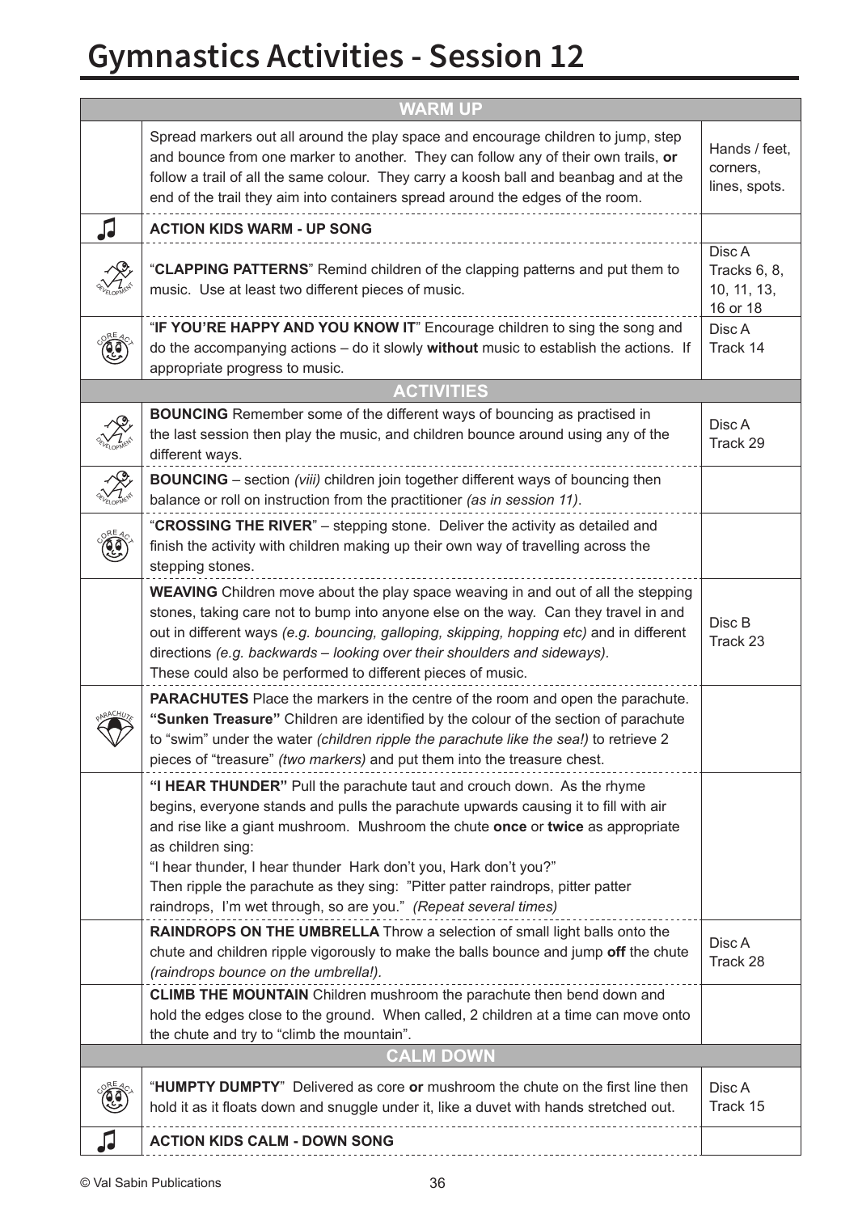# Gymnastics Activities - Session 12

| WARM UP | | |
|---|---|---|
| | Spread markers out all around the play space and encourage children to jump, step and bounce from one marker to another. They can follow any of their own trails, **or** follow a trail of all the same colour. They carry a koosh ball and beanbag and at the end of the trail they aim into containers spread around the edges of the room. | Hands / feet, corners, lines, spots. |
| ♫ | **ACTION KIDS WARM - UP SONG** | |
| DEVELOPMENT | "**CLAPPING PATTERNS**" Remind children of the clapping patterns and put them to music. Use at least two different pieces of music. | Disc A Tracks 6, 8, 10, 11, 13, 16 or 18 |
| CORE ACT | "**IF YOU'RE HAPPY AND YOU KNOW IT**" Encourage children to sing the song and do the accompanying actions – do it slowly **without** music to establish the actions. If appropriate progress to music. | Disc A Track 14 |
| **ACTIVITIES** | | |
| DEVELOPMENT | **BOUNCING** Remember some of the different ways of bouncing as practised in the last session then play the music, and children bounce around using any of the different ways. | Disc A Track 29 |
| DEVELOPMENT | **BOUNCING** – section *(viii)* children join together different ways of bouncing then balance or roll on instruction from the practitioner *(as in session 11)*. | |
| CORE ACT | "**CROSSING THE RIVER**" – stepping stone. Deliver the activity as detailed and finish the activity with children making up their own way of travelling across the stepping stones. | |
| | **WEAVING** Children move about the play space weaving in and out of all the stepping stones, taking care not to bump into anyone else on the way. Can they travel in and out in different ways *(e.g. bouncing, galloping, skipping, hopping etc)* and in different directions *(e.g. backwards – looking over their shoulders and sideways)*. These could also be performed to different pieces of music. | Disc B Track 23 |
| PARACHUTE | **PARACHUTES** Place the markers in the centre of the room and open the parachute. **"Sunken Treasure"** Children are identified by the colour of the section of parachute to "swim" under the water *(children ripple the parachute like the sea!)* to retrieve 2 pieces of "treasure" *(two markers)* and put them into the treasure chest. | |
| | **"I HEAR THUNDER"** Pull the parachute taut and crouch down. As the rhyme begins, everyone stands and pulls the parachute upwards causing it to fill with air and rise like a giant mushroom. Mushroom the chute **once** or **twice** as appropriate as children sing: "I hear thunder, I hear thunder Hark don't you, Hark don't you?" Then ripple the parachute as they sing: "Pitter patter raindrops, pitter patter raindrops, I'm wet through, so are you." *(Repeat several times)* | |
| | **RAINDROPS ON THE UMBRELLA** Throw a selection of small light balls onto the chute and children ripple vigorously to make the balls bounce and jump **off** the chute *(raindrops bounce on the umbrella!)*. | Disc A Track 28 |
| | **CLIMB THE MOUNTAIN** Children mushroom the parachute then bend down and hold the edges close to the ground. When called, 2 children at a time can move onto the chute and try to "climb the mountain". | |
| **CALM DOWN** | | |
| CORE ACT | "**HUMPTY DUMPTY**" Delivered as core **or** mushroom the chute on the first line then hold it as it floats down and snuggle under it, like a duvet with hands stretched out. | Disc A Track 15 |
| ♫ | **ACTION KIDS CALM - DOWN SONG** | |

© Val Sabin Publications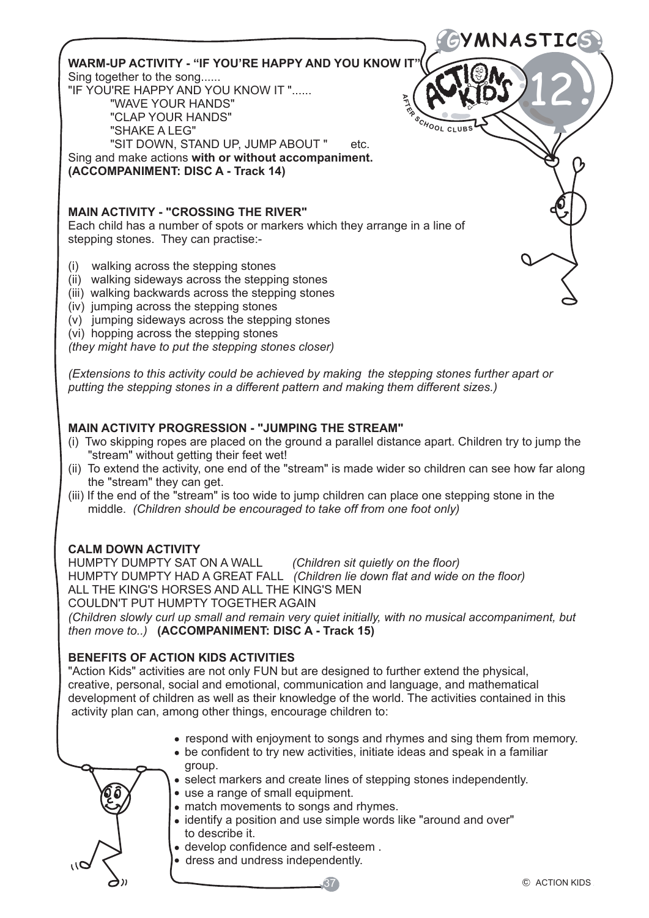### WARM-UP ACTIVITY - "IF YOU'RE HAPPY AND YOU KNOW IT"

Sing together to the song......

"IF YOU'RE HAPPY AND YOU KNOW IT "......

"WAVE YOUR HANDS"
"CLAP YOUR HANDS"
"SHAKE A LEG"
"SIT DOWN, STAND UP, JUMP ABOUT " etc.

Sing and make actions **with or without accompaniment.**
**(ACCOMPANIMENT: DISC A - Track 14)**

### MAIN ACTIVITY - "CROSSING THE RIVER"

Each child has a number of spots or markers which they arrange in a line of stepping stones. They can practise:-

(i) walking across the stepping stones
(ii) walking sideways across the stepping stones
(iii) walking backwards across the stepping stones
(iv) jumping across the stepping stones
(v) jumping sideways across the stepping stones
(vi) hopping across the stepping stones
*(they might have to put the stepping stones closer)*

*(Extensions to this activity could be achieved by making the stepping stones further apart or putting the stepping stones in a different pattern and making them different sizes.)*

### MAIN ACTIVITY PROGRESSION - "JUMPING THE STREAM"

(i) Two skipping ropes are placed on the ground a parallel distance apart. Children try to jump the "stream" without getting their feet wet!
(ii) To extend the activity, one end of the "stream" is made wider so children can see how far along the "stream" they can get.
(iii) If the end of the "stream" is too wide to jump children can place one stepping stone in the middle. *(Children should be encouraged to take off from one foot only)*

### CALM DOWN ACTIVITY

HUMPTY DUMPTY SAT ON A WALL *(Children sit quietly on the floor)*
HUMPTY DUMPTY HAD A GREAT FALL *(Children lie down flat and wide on the floor)*
ALL THE KING'S HORSES AND ALL THE KING'S MEN
COULDN'T PUT HUMPTY TOGETHER AGAIN
*(Children slowly curl up small and remain very quiet initially, with no musical accompaniment, but then move to..)* **(ACCOMPANIMENT: DISC A - Track 15)**

### BENEFITS OF ACTION KIDS ACTIVITIES

"Action Kids" activities are not only FUN but are designed to further extend the physical, creative, personal, social and emotional, communication and language, and mathematical development of children as well as their knowledge of the world. The activities contained in this activity plan can, among other things, encourage children to:

- respond with enjoyment to songs and rhymes and sing them from memory.
- be confident to try new activities, initiate ideas and speak in a familiar group.
- select markers and create lines of stepping stones independently.
- use a range of small equipment.
- match movements to songs and rhymes.
- identify a position and use simple words like "around and over" to describe it.
- develop confidence and self-esteem .
- dress and undress independently.

© ACTION KIDS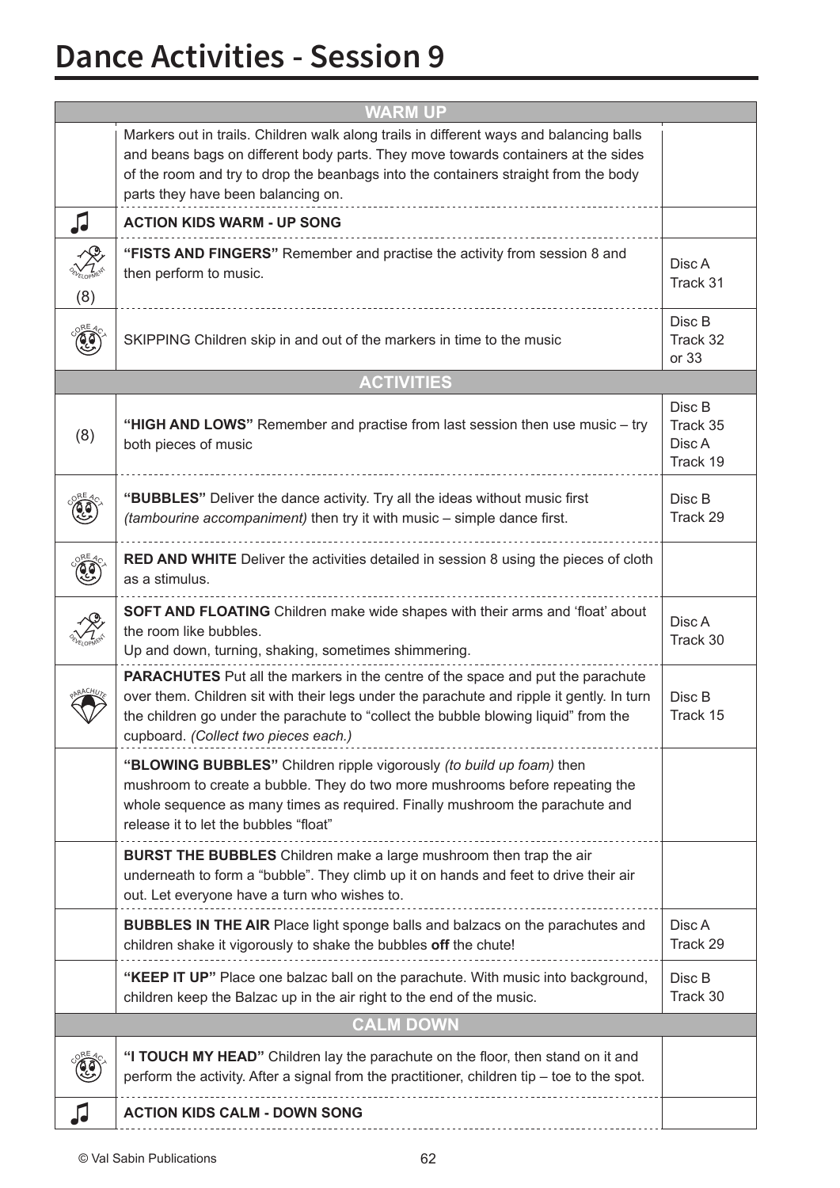# Dance Activities - Session 9

| | WARM UP | |
|---|---|---|
| | Markers out in trails. Children walk along trails in different ways and balancing balls and beans bags on different body parts. They move towards containers at the sides of the room and try to drop the beanbags into the containers straight from the body parts they have been balancing on. | |
| ♫ | **ACTION KIDS WARM - UP SONG** | |
| DEVELOPMENT (8) | **"FISTS AND FINGERS"** Remember and practise the activity from session 8 and then perform to music. | Disc A Track 31 |
| CORE ACT | SKIPPING Children skip in and out of the markers in time to the music | Disc B Track 32 or 33 |
| | **ACTIVITIES** | |
| (8) | **"HIGH AND LOWS"** Remember and practise from last session then use music – try both pieces of music | Disc B Track 35 Disc A Track 19 |
| CORE ACT | **"BUBBLES"** Deliver the dance activity. Try all the ideas without music first *(tambourine accompaniment)* then try it with music – simple dance first. | Disc B Track 29 |
| CORE ACT | **RED AND WHITE** Deliver the activities detailed in session 8 using the pieces of cloth as a stimulus. | |
| DEVELOPMENT | **SOFT AND FLOATING** Children make wide shapes with their arms and 'float' about the room like bubbles.<br>Up and down, turning, shaking, sometimes shimmering. | Disc A Track 30 |
| PARACHUTE | **PARACHUTES** Put all the markers in the centre of the space and put the parachute over them. Children sit with their legs under the parachute and ripple it gently. In turn the children go under the parachute to "collect the bubble blowing liquid" from the cupboard. *(Collect two pieces each.)* | Disc B Track 15 |
| | **"BLOWING BUBBLES"** Children ripple vigorously *(to build up foam)* then mushroom to create a bubble. They do two more mushrooms before repeating the whole sequence as many times as required. Finally mushroom the parachute and release it to let the bubbles "float" | |
| | **BURST THE BUBBLES** Children make a large mushroom then trap the air underneath to form a "bubble". They climb up it on hands and feet to drive their air out. Let everyone have a turn who wishes to. | |
| | **BUBBLES IN THE AIR** Place light sponge balls and balzacs on the parachutes and children shake it vigorously to shake the bubbles **off** the chute! | Disc A Track 29 |
| | **"KEEP IT UP"** Place one balzac ball on the parachute. With music into background, children keep the Balzac up in the air right to the end of the music. | Disc B Track 30 |
| | **CALM DOWN** | |
| CORE ACT | **"I TOUCH MY HEAD"** Children lay the parachute on the floor, then stand on it and perform the activity. After a signal from the practitioner, children tip – toe to the spot. | |
| ♫ | **ACTION KIDS CALM - DOWN SONG** | |

© Val Sabin Publications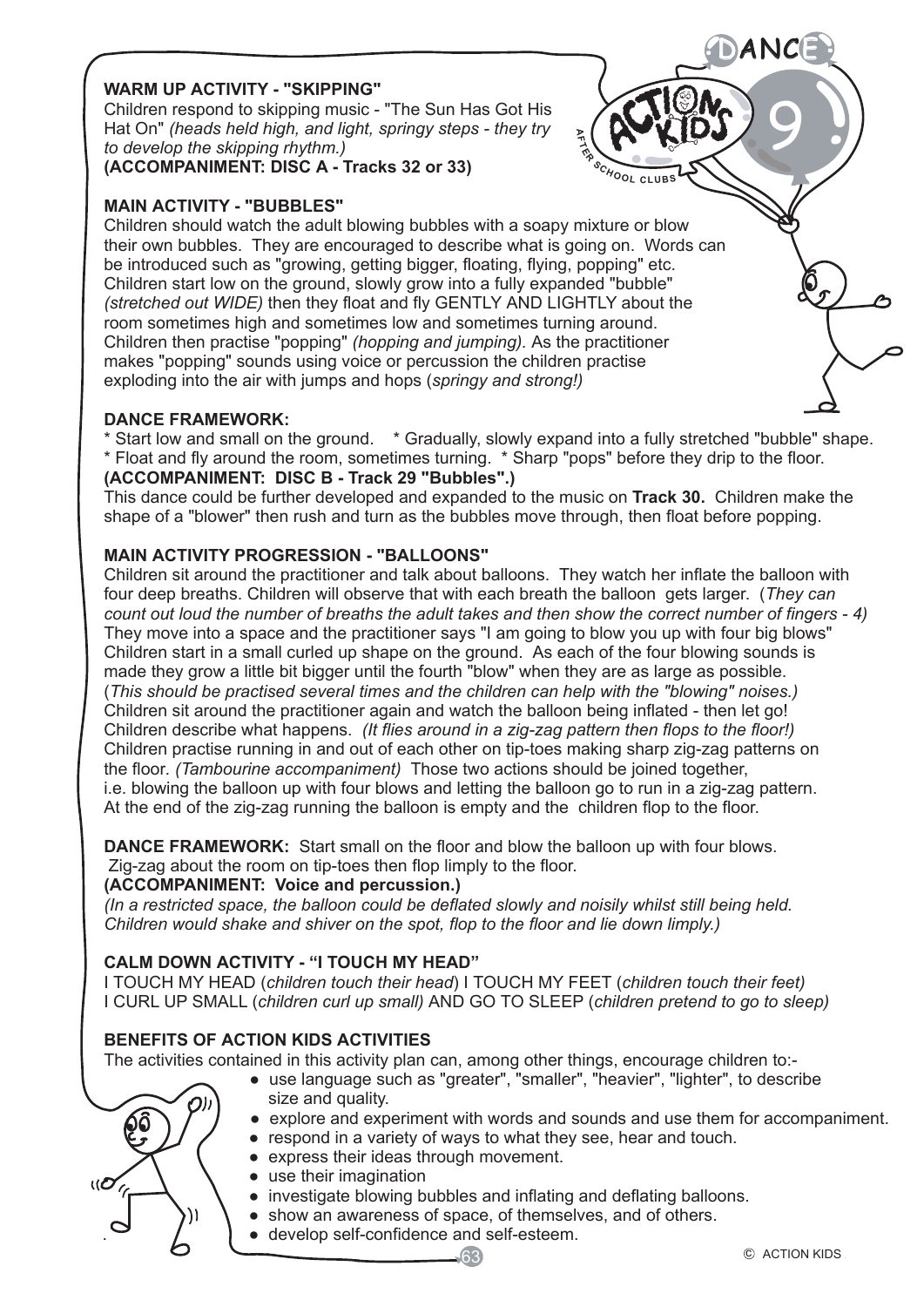## WARM UP ACTIVITY - "SKIPPING"

Children respond to skipping music - "The Sun Has Got His Hat On" *(heads held high, and light, springy steps - they try to develop the skipping rhythm.)*
**(ACCOMPANIMENT: DISC A - Tracks 32 or 33)**

## MAIN ACTIVITY - "BUBBLES"

Children should watch the adult blowing bubbles with a soapy mixture or blow their own bubbles. They are encouraged to describe what is going on. Words can be introduced such as "growing, getting bigger, floating, flying, popping" etc. Children start low on the ground, slowly grow into a fully expanded "bubble" *(stretched out WIDE)* then they float and fly GENTLY AND LIGHTLY about the room sometimes high and sometimes low and sometimes turning around. Children then practise "popping" *(hopping and jumping).* As the practitioner makes "popping" sounds using voice or percussion the children practise exploding into the air with jumps and hops (*springy and strong!)*

## DANCE FRAMEWORK:

* Start low and small on the ground. * Gradually, slowly expand into a fully stretched "bubble" shape.
* Float and fly around the room, sometimes turning. * Sharp "pops" before they drip to the floor.

**(ACCOMPANIMENT: DISC B - Track 29 "Bubbles".)**

This dance could be further developed and expanded to the music on **Track 30.** Children make the shape of a "blower" then rush and turn as the bubbles move through, then float before popping.

## MAIN ACTIVITY PROGRESSION - "BALLOONS"

Children sit around the practitioner and talk about balloons. They watch her inflate the balloon with four deep breaths. Children will observe that with each breath the balloon gets larger. (*They can count out loud the number of breaths the adult takes and then show the correct number of fingers - 4)* They move into a space and the practitioner says "I am going to blow you up with four big blows" Children start in a small curled up shape on the ground. As each of the four blowing sounds is made they grow a little bit bigger until the fourth "blow" when they are as large as possible. (*This should be practised several times and the children can help with the "blowing" noises.)* Children sit around the practitioner again and watch the balloon being inflated - then let go! Children describe what happens. *(It flies around in a zig-zag pattern then flops to the floor!)* Children practise running in and out of each other on tip-toes making sharp zig-zag patterns on the floor. *(Tambourine accompaniment)* Those two actions should be joined together, i.e. blowing the balloon up with four blows and letting the balloon go to run in a zig-zag pattern. At the end of the zig-zag running the balloon is empty and the children flop to the floor.

**DANCE FRAMEWORK:** Start small on the floor and blow the balloon up with four blows. Zig-zag about the room on tip-toes then flop limply to the floor.

**(ACCOMPANIMENT: Voice and percussion.)**

*(In a restricted space, the balloon could be deflated slowly and noisily whilst still being held. Children would shake and shiver on the spot, flop to the floor and lie down limply.)*

## CALM DOWN ACTIVITY - "I TOUCH MY HEAD"

I TOUCH MY HEAD (*children touch their head*) I TOUCH MY FEET (*children touch their feet)*
I CURL UP SMALL (*children curl up small)* AND GO TO SLEEP (*children pretend to go to sleep)*

## BENEFITS OF ACTION KIDS ACTIVITIES

The activities contained in this activity plan can, among other things, encourage children to:-

- use language such as "greater", "smaller", "heavier", "lighter", to describe size and quality.
- explore and experiment with words and sounds and use them for accompaniment.
- respond in a variety of ways to what they see, hear and touch.
- express their ideas through movement.
- use their imagination
- investigate blowing bubbles and inflating and deflating balloons.
- show an awareness of space, of themselves, and of others.
- develop self-confidence and self-esteem.

© ACTION KIDS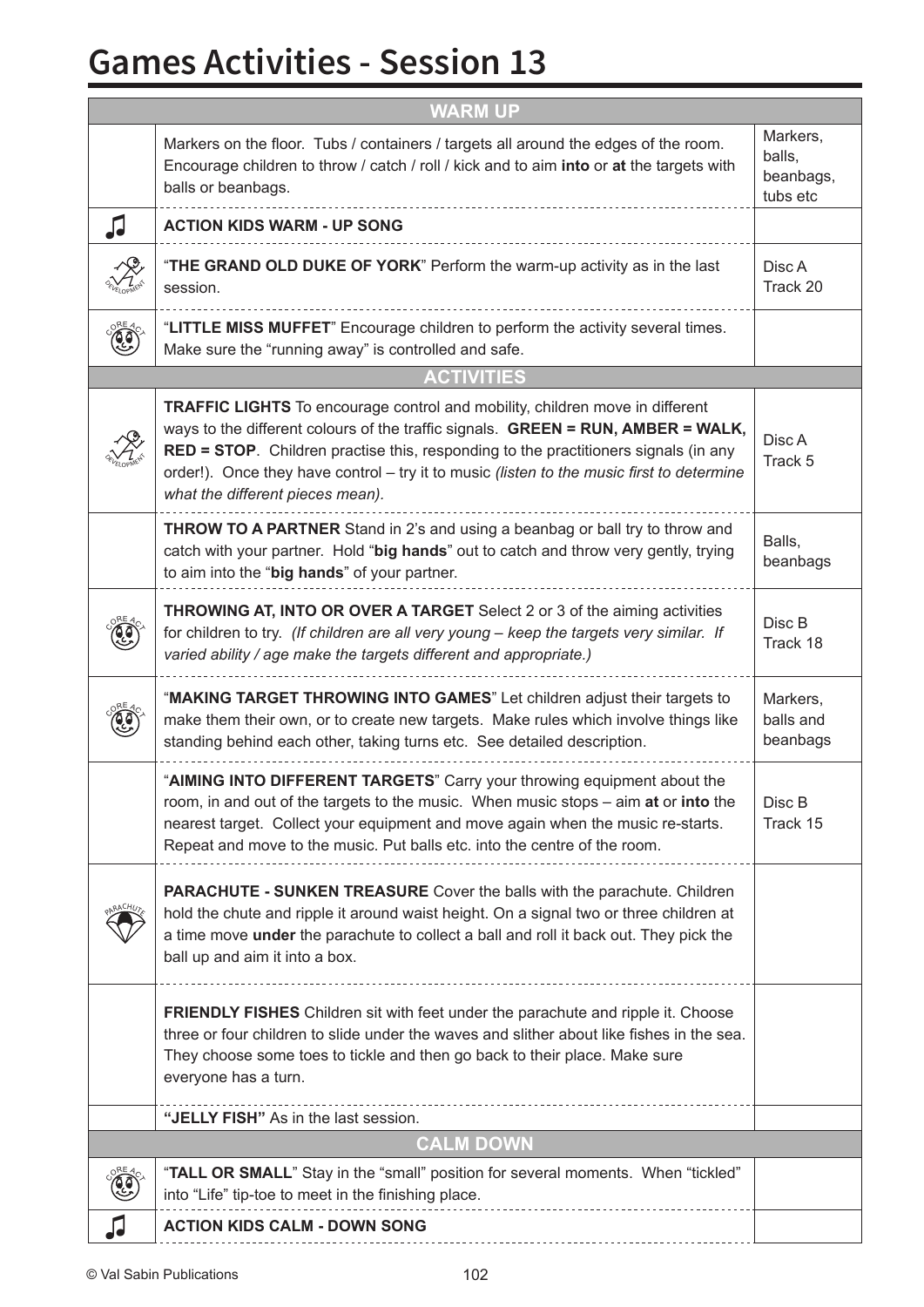# Games Activities - Session 13

| | WARM UP | |
|---|---|---|
| | Markers on the floor. Tubs / containers / targets all around the edges of the room. Encourage children to throw / catch / roll / kick and to aim **into** or **at** the targets with balls or beanbags. | Markers, balls, beanbags, tubs etc |
| ♫ | **ACTION KIDS WARM - UP SONG** | |
| DEVELOPMENT | "**THE GRAND OLD DUKE OF YORK**" Perform the warm-up activity as in the last session. | Disc A Track 20 |
| CORE ACT | "**LITTLE MISS MUFFET**" Encourage children to perform the activity several times. Make sure the "running away" is controlled and safe. | |
| | **ACTIVITIES** | |
| DEVELOPMENT | **TRAFFIC LIGHTS** To encourage control and mobility, children move in different ways to the different colours of the traffic signals. **GREEN = RUN, AMBER = WALK, RED = STOP**. Children practise this, responding to the practitioners signals (in any order!). Once they have control – try it to music *(listen to the music first to determine what the different pieces mean).* | Disc A Track 5 |
| | **THROW TO A PARTNER** Stand in 2's and using a beanbag or ball try to throw and catch with your partner. Hold "**big hands**" out to catch and throw very gently, trying to aim into the "**big hands**" of your partner. | Balls, beanbags |
| CORE ACT | **THROWING AT, INTO OR OVER A TARGET** Select 2 or 3 of the aiming activities for children to try. *(If children are all very young – keep the targets very similar. If varied ability / age make the targets different and appropriate.)* | Disc B Track 18 |
| CORE ACT | "**MAKING TARGET THROWING INTO GAMES**" Let children adjust their targets to make them their own, or to create new targets. Make rules which involve things like standing behind each other, taking turns etc. See detailed description. | Markers, balls and beanbags |
| | "**AIMING INTO DIFFERENT TARGETS**" Carry your throwing equipment about the room, in and out of the targets to the music. When music stops – aim **at** or **into** the nearest target. Collect your equipment and move again when the music re-starts. Repeat and move to the music. Put balls etc. into the centre of the room. | Disc B Track 15 |
| PARACHUTE | **PARACHUTE - SUNKEN TREASURE** Cover the balls with the parachute. Children hold the chute and ripple it around waist height. On a signal two or three children at a time move **under** the parachute to collect a ball and roll it back out. They pick the ball up and aim it into a box. | |
| | **FRIENDLY FISHES** Children sit with feet under the parachute and ripple it. Choose three or four children to slide under the waves and slither about like fishes in the sea. They choose some toes to tickle and then go back to their place. Make sure everyone has a turn. | |
| | **"JELLY FISH"** As in the last session. | |
| | **CALM DOWN** | |
| CORE ACT | "**TALL OR SMALL**" Stay in the "small" position for several moments. When "tickled" into "Life" tip-toe to meet in the finishing place. | |
| ♫ | **ACTION KIDS CALM - DOWN SONG** | |

© Val Sabin Publications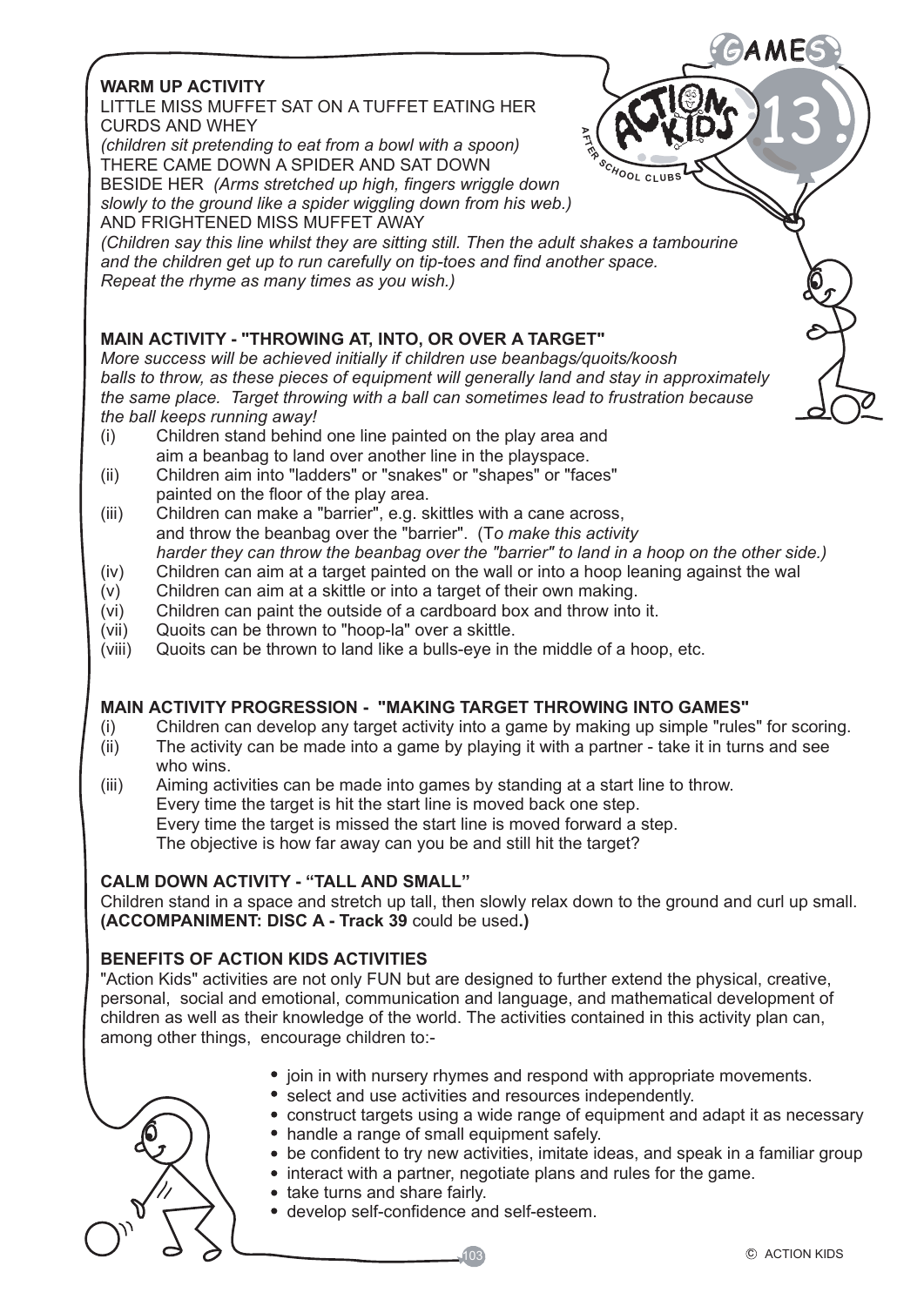**WARM UP ACTIVITY**

LITTLE MISS MUFFET SAT ON A TUFFET EATING HER CURDS AND WHEY
*(children sit pretending to eat from a bowl with a spoon)*
THERE CAME DOWN A SPIDER AND SAT DOWN BESIDE HER *(Arms stretched up high, fingers wriggle down slowly to the ground like a spider wiggling down from his web.)*
AND FRIGHTENED MISS MUFFET AWAY
*(Children say this line whilst they are sitting still. Then the adult shakes a tambourine and the children get up to run carefully on tip-toes and find another space. Repeat the rhyme as many times as you wish.)*

**MAIN ACTIVITY - "THROWING AT, INTO, OR OVER A TARGET"**

*More success will be achieved initially if children use beanbags/quoits/koosh balls to throw, as these pieces of equipment will generally land and stay in approximately the same place. Target throwing with a ball can sometimes lead to frustration because the ball keeps running away!*

(i) Children stand behind one line painted on the play area and aim a beanbag to land over another line in the playspace.
(ii) Children aim into "ladders" or "snakes" or "shapes" or "faces" painted on the floor of the play area.
(iii) Children can make a "barrier", e.g. skittles with a cane across, and throw the beanbag over the "barrier". (T*o make this activity harder they can throw the beanbag over the "barrier" to land in a hoop on the other side.)*
(iv) Children can aim at a target painted on the wall or into a hoop leaning against the wal
(v) Children can aim at a skittle or into a target of their own making.
(vi) Children can paint the outside of a cardboard box and throw into it.
(vii) Quoits can be thrown to "hoop-la" over a skittle.
(viii) Quoits can be thrown to land like a bulls-eye in the middle of a hoop, etc.

**MAIN ACTIVITY PROGRESSION - "MAKING TARGET THROWING INTO GAMES"**

(i) Children can develop any target activity into a game by making up simple "rules" for scoring.
(ii) The activity can be made into a game by playing it with a partner - take it in turns and see who wins.
(iii) Aiming activities can be made into games by standing at a start line to throw. Every time the target is hit the start line is moved back one step. Every time the target is missed the start line is moved forward a step. The objective is how far away can you be and still hit the target?

**CALM DOWN ACTIVITY - "TALL AND SMALL"**

Children stand in a space and stretch up tall, then slowly relax down to the ground and curl up small. **(ACCOMPANIMENT: DISC A - Track 39** could be used**.)**

**BENEFITS OF ACTION KIDS ACTIVITIES**

"Action Kids" activities are not only FUN but are designed to further extend the physical, creative, personal, social and emotional, communication and language, and mathematical development of children as well as their knowledge of the world. The activities contained in this activity plan can, among other things, encourage children to:-

- join in with nursery rhymes and respond with appropriate movements.
- select and use activities and resources independently.
- construct targets using a wide range of equipment and adapt it as necessary
- handle a range of small equipment safely.
- be confident to try new activities, imitate ideas, and speak in a familiar group
- interact with a partner, negotiate plans and rules for the game.
- take turns and share fairly.
- develop self-confidence and self-esteem.

© ACTION KIDS